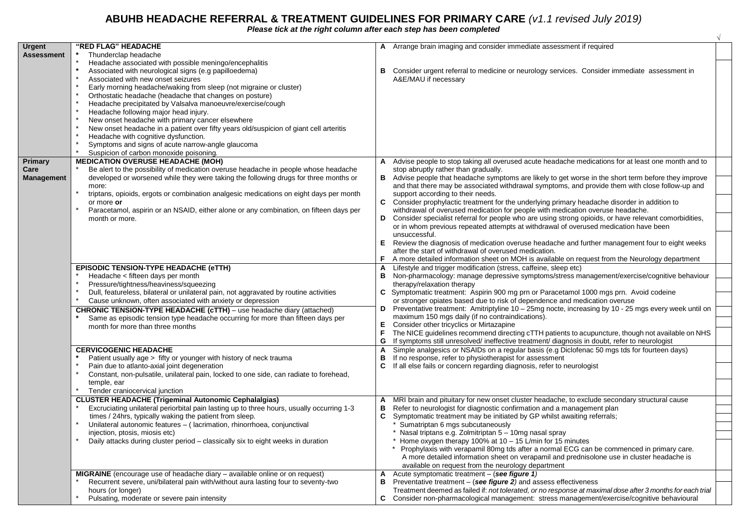# ABUHB HEADACHE REFERRAL & TREATMENT GUIDELINES FOR PRIMARY CARE *(v1.1 revised July 2019)*

***Please tick at the right column after each step has been completed***

| | | | √ |
|---|---|---|---|
| **Urgent Assessment** | **"RED FLAG" HEADACHE**<br>* Thunderclap headache<br>* Headache associated with possible meningo/encephalitis<br>* Associated with neurological signs (e.g papilloedema)<br>* Associated with new onset seizures<br>* Early morning headache/waking from sleep (not migraine or cluster)<br>* Orthostatic headache (headache that changes on posture)<br>* Headache precipitated by Valsalva manoeuvre/exercise/cough<br>* Headache following major head injury.<br>* New onset headache with primary cancer elsewhere<br>* New onset headache in a patient over fifty years old/suspicion of giant cell arteritis<br>* Headache with cognitive dysfunction.<br>* Symptoms and signs of acute narrow-angle glaucoma<br>* Suspicion of carbon monoxide poisoning. | **A** Arrange brain imaging and consider immediate assessment if required<br><br>**B** Consider urgent referral to medicine or neurology services. Consider immediate assessment in A&E/MAU if necessary | |
| **Primary Care Management** | **MEDICATION OVERUSE HEADACHE (MOH)**<br>* Be alert to the possibility of medication overuse headache in people whose headache developed or worsened while they were taking the following drugs for three months or more:<br>* triptans, opioids, ergots or combination analgesic medications on eight days per month or more **or**<br>* Paracetamol, aspirin or an NSAID, either alone or any combination, on fifteen days per month or more. | **A** Advise people to stop taking all overused acute headache medications for at least one month and to stop abruptly rather than gradually.<br>**B** Advise people that headache symptoms are likely to get worse in the short term before they improve and that there may be associated withdrawal symptoms, and provide them with close follow-up and support according to their needs.<br>**C** Consider prophylactic treatment for the underlying primary headache disorder in addition to withdrawal of overused medication for people with medication overuse headache.<br>**D** Consider specialist referral for people who are using strong opioids, or have relevant comorbidities, or in whom previous repeated attempts at withdrawal of overused medication have been unsuccessful.<br>**E** Review the diagnosis of medication overuse headache and further management four to eight weeks after the start of withdrawal of overused medication.<br>**F** A more detailed information sheet on MOH is available on request from the Neurology department | |
| | **EPISODIC TENSION-TYPE HEADACHE (eTTH)**<br>* Headache < fifteen days per month<br>* Pressure/tightness/heaviness/squeezing<br>* Dull, featureless, bilateral or unilateral pain, not aggravated by routine activities<br>* Cause unknown, often associated with anxiety or depression<br>**CHRONIC TENSION-TYPE HEADACHE (cTTH)** – use headache diary (attached)<br>* Same as episodic tension type headache occurring for more than fifteen days per month for more than three months | **A** Lifestyle and trigger modification (stress, caffeine, sleep etc)<br>**B** Non-pharmacology: manage depressive symptoms/stress management/exercise/cognitive behaviour therapy/relaxation therapy<br>**C** Symptomatic treatment: Aspirin 900 mg prn or Paracetamol 1000 mgs prn. Avoid codeine or stronger opiates based due to risk of dependence and medication overuse<br>**D** Preventative treatment: Amitriptyline 10 – 25mg nocte, increasing by 10 - 25 mgs every week until on maximum 150 mgs daily (if no contraindications).<br>**E** Consider other tricyclics or Mirtazapine<br>**F** The NICE guidelines recommend directing cTTH patients to acupuncture, though not available on NHS<br>**G** If symptoms still unresolved/ ineffective treatment/ diagnosis in doubt, refer to neurologist | |
| | **CERVICOGENIC HEADACHE**<br>* Patient usually age > fifty or younger with history of neck trauma<br>* Pain due to atlanto-axial joint degeneration<br>* Constant, non-pulsatile, unilateral pain, locked to one side, can radiate to forehead, temple, ear<br>* Tender craniocervical junction | **A** Simple analgesics or NSAIDs on a regular basis (e.g Diclofenac 50 mgs tds for fourteen days)<br>**B** If no response, refer to physiotherapist for assessment<br>**C** If all else fails or concern regarding diagnosis, refer to neurologist | |
| | **CLUSTER HEADACHE (Trigeminal Autonomic Cephalalgias)**<br>* Excruciating unilateral periorbital pain lasting up to three hours, usually occurring 1-3 times / 24hrs, typically waking the patient from sleep.<br>* Unilateral autonomic features – ( lacrimation, rhinorrhoea, conjunctival injection, ptosis, miosis etc)<br>* Daily attacks during cluster period – classically six to eight weeks in duration | **A** MRI brain and pituitary for new onset cluster headache, to exclude secondary structural cause<br>**B** Refer to neurologist for diagnostic confirmation and a management plan<br>**C** Symptomatic treatment may be initiated by GP whilst awaiting referrals;<br>* Sumatriptan 6 mgs subcutaneously<br>* Nasal triptans e.g. Zolmitriptan 5 – 10mg nasal spray<br>* Home oxygen therapy 100% at 10 – 15 L/min for 15 minutes<br>* Prophylaxis with verapamil 80mg tds after a normal ECG can be commenced in primary care. A more detailed information sheet on verapamil and prednisolone use in cluster headache is available on request from the neurology department | |
| | **MIGRAINE** (encourage use of headache diary – available online or on request)<br>* Recurrent severe, uni/bilateral pain with/without aura lasting four to seventy-two hours (or longer)<br>* Pulsating, moderate or severe pain intensity | **A** Acute symptomatic treatment – (***see figure 1***)<br>**B** Preventative treatment – (***see figure 2***) and assess effectiveness<br>Treatment deemed as failed if: *not tolerated, or no response at maximal dose after 3 months for each trial*<br>**C** Consider non-pharmacological management: stress management/exercise/cognitive behavioural | |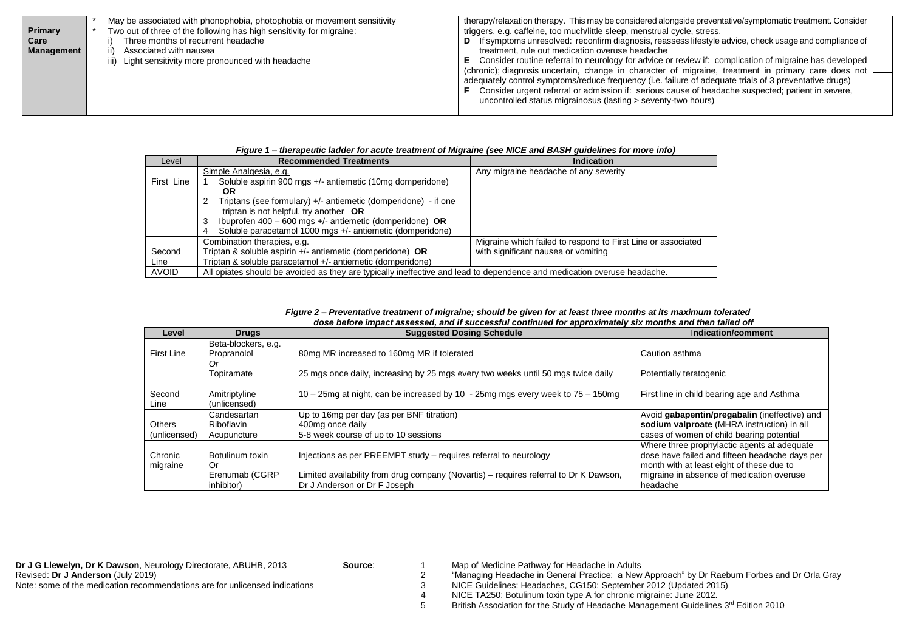| | | | |
|---|---|---|---|
| **Primary Care Management** | * May be associated with phonophobia, photophobia or movement sensitivity<br>* Two out of three of the following has high sensitivity for migraine:<br>i) Three months of recurrent headache<br>ii) Associated with nausea<br>iii) Light sensitivity more pronounced with headache | therapy/relaxation therapy. This may be considered alongside preventative/symptomatic treatment. Consider triggers, e.g. caffeine, too much/little sleep, menstrual cycle, stress.<br>**D** If symptoms unresolved: reconfirm diagnosis, reassess lifestyle advice, check usage and compliance of treatment, rule out medication overuse headache<br>**E** Consider routine referral to neurology for advice or review if: complication of migraine has developed (chronic); diagnosis uncertain, change in character of migraine, treatment in primary care does not adequately control symptoms/reduce frequency (i.e. failure of adequate trials of 3 preventative drugs)<br>**F** Consider urgent referral or admission if: serious cause of headache suspected; patient in severe, uncontrolled status migrainosus (lasting > seventy-two hours) | |

***Figure 1 – therapeutic ladder for acute treatment of Migraine (see NICE and BASH guidelines for more info)***

| Level | Recommended Treatments | Indication |
|---|---|---|
| First Line | Simple Analgesia, e.g.<br>1 Soluble aspirin 900 mgs +/- antiemetic (10mg domperidone)<br>**OR**<br>2 Triptans (see formulary) +/- antiemetic (domperidone) - if one triptan is not helpful, try another **OR**<br>3 Ibuprofen 400 – 600 mgs +/- antiemetic (domperidone) **OR**<br>4 Soluble paracetamol 1000 mgs +/- antiemetic (domperidone) | Any migraine headache of any severity |
| Second Line | Combination therapies, e.g.<br>Triptan & soluble aspirin +/- antiemetic (domperidone) **OR**<br>Triptan & soluble paracetamol +/- antiemetic (domperidone) | Migraine which failed to respond to First Line or associated with significant nausea or vomiting |
| AVOID | All opiates should be avoided as they are typically ineffective and lead to dependence and medication overuse headache. | |

***Figure 2 – Preventative treatment of migraine; should be given for at least three months at its maximum tolerated dose before impact assessed, and if successful continued for approximately six months and then tailed off***

| Level | Drugs | Suggested Dosing Schedule | Indication/comment |
|---|---|---|---|
| First Line | Beta-blockers, e.g.<br>Propranolol<br>*Or*<br>Topiramate | 80mg MR increased to 160mg MR if tolerated<br><br>25 mgs once daily, increasing by 25 mgs every two weeks until 50 mgs twice daily | Caution asthma<br><br>Potentially teratogenic |
| Second Line | Amitriptyline (unlicensed) | 10 – 25mg at night, can be increased by 10 - 25mg mgs every week to 75 – 150mg | First line in child bearing age and Asthma |
| Others (unlicensed) | Candesartan<br>Riboflavin<br>Acupuncture | Up to 16mg per day (as per BNF titration)<br>400mg once daily<br>5-8 week course of up to 10 sessions | Avoid **gabapentin/pregabalin** (ineffective) and **sodium valproate** (MHRA instruction) in all cases of women of child bearing potential |
| Chronic migraine | Botulinum toxin<br>Or<br>Erenumab (CGRP inhibitor) | Injections as per PREEMPT study – requires referral to neurology<br><br>Limited availability from drug company (Novartis) – requires referral to Dr K Dawson, Dr J Anderson or Dr F Joseph | Where three prophylactic agents at adequate dose have failed and fifteen headache days per month with at least eight of these due to migraine in absence of medication overuse headache |

**Dr J G Llewelyn, Dr K Dawson**, Neurology Directorate, ABUHB, 2013
Revised: **Dr J Anderson** (July 2019)
Note: some of the medication recommendations are for unlicensed indications

**Source**:

1. Map of Medicine Pathway for Headache in Adults
2. "Managing Headache in General Practice: a New Approach" by Dr Raeburn Forbes and Dr Orla Gray
3. NICE Guidelines: Headaches, CG150: September 2012 (Updated 2015)
4. NICE TA250: Botulinum toxin type A for chronic migraine: June 2012.
5. British Association for the Study of Headache Management Guidelines 3rd Edition 2010